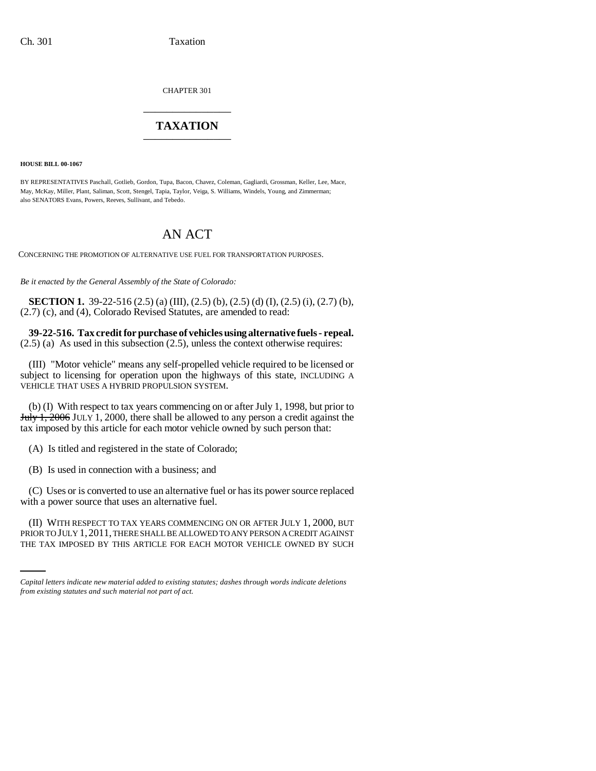CHAPTER 301

# TAXATION

**HOUSE BILL 00-1067**

BY REPRESENTATIVES Paschall, Gotlieb, Gordon, Tupa, Bacon, Chavez, Coleman, Gagliardi, Grossman, Keller, Lee, Mace, May, McKay, Miller, Plant, Saliman, Scott, Stengel, Tapia, Taylor, Veiga, S. Williams, Windels, Young, and Zimmerman; also SENATORS Evans, Powers, Reeves, Sullivant, and Tebedo.

# AN ACT

CONCERNING THE PROMOTION OF ALTERNATIVE USE FUEL FOR TRANSPORTATION PURPOSES.

*Be it enacted by the General Assembly of the State of Colorado:*

**SECTION 1.** 39-22-516 (2.5) (a) (III), (2.5) (b), (2.5) (d) (I), (2.5) (i), (2.7) (b), (2.7) (c), and (4), Colorado Revised Statutes, are amended to read:

**39-22-516. Tax credit for purchase of vehicles using alternative fuels - repeal.** (2.5) (a) As used in this subsection (2.5), unless the context otherwise requires:

(III) "Motor vehicle" means any self-propelled vehicle required to be licensed or subject to licensing for operation upon the highways of this state, INCLUDING A VEHICLE THAT USES A HYBRID PROPULSION SYSTEM.

(b) (I) With respect to tax years commencing on or after July 1, 1998, but prior to ~~July 1, 2006~~ JULY 1, 2000, there shall be allowed to any person a credit against the tax imposed by this article for each motor vehicle owned by such person that:

(A) Is titled and registered in the state of Colorado;

(B) Is used in connection with a business; and

(C) Uses or is converted to use an alternative fuel or has its power source replaced with a power source that uses an alternative fuel.

(II) WITH RESPECT TO TAX YEARS COMMENCING ON OR AFTER JULY 1, 2000, BUT PRIOR TO JULY 1, 2011, THERE SHALL BE ALLOWED TO ANY PERSON A CREDIT AGAINST THE TAX IMPOSED BY THIS ARTICLE FOR EACH MOTOR VEHICLE OWNED BY SUCH

*Capital letters indicate new material added to existing statutes; dashes through words indicate deletions from existing statutes and such material not part of act.*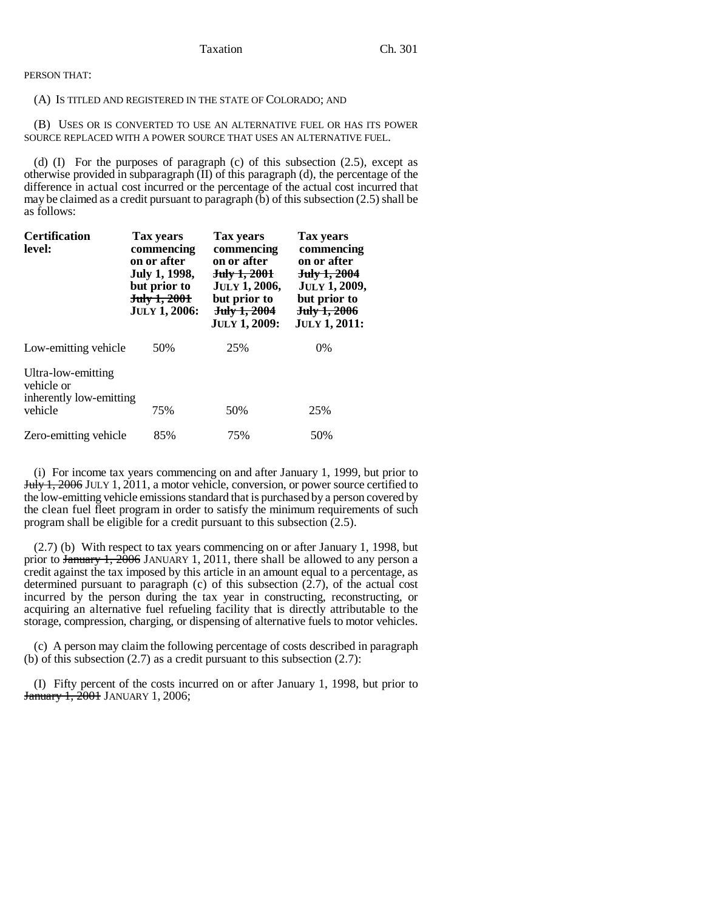PERSON THAT:

(A) IS TITLED AND REGISTERED IN THE STATE OF COLORADO; AND

(B) USES OR IS CONVERTED TO USE AN ALTERNATIVE FUEL OR HAS ITS POWER SOURCE REPLACED WITH A POWER SOURCE THAT USES AN ALTERNATIVE FUEL.

(d) (I) For the purposes of paragraph (c) of this subsection (2.5), except as otherwise provided in subparagraph (II) of this paragraph (d), the percentage of the difference in actual cost incurred or the percentage of the actual cost incurred that may be claimed as a credit pursuant to paragraph (b) of this subsection (2.5) shall be as follows:

| **Certification level:** | **Tax years commencing on or after July 1, 1998, but prior to ~~July 1, 2001~~ JULY 1, 2006:** | **Tax years commencing on or after ~~July 1, 2001~~ JULY 1, 2006, but prior to ~~July 1, 2004~~ JULY 1, 2009:** | **Tax years commencing on or after ~~July 1, 2004~~ JULY 1, 2009, but prior to ~~July 1, 2006~~ JULY 1, 2011:** |
|---|---|---|---|
| Low-emitting vehicle | 50% | 25% | 0% |
| Ultra-low-emitting vehicle or inherently low-emitting vehicle | 75% | 50% | 25% |
| Zero-emitting vehicle | 85% | 75% | 50% |

(i) For income tax years commencing on and after January 1, 1999, but prior to ~~July 1, 2006~~ JULY 1, 2011, a motor vehicle, conversion, or power source certified to the low-emitting vehicle emissions standard that is purchased by a person covered by the clean fuel fleet program in order to satisfy the minimum requirements of such program shall be eligible for a credit pursuant to this subsection (2.5).

(2.7) (b) With respect to tax years commencing on or after January 1, 1998, but prior to ~~January 1, 2006~~ JANUARY 1, 2011, there shall be allowed to any person a credit against the tax imposed by this article in an amount equal to a percentage, as determined pursuant to paragraph (c) of this subsection (2.7), of the actual cost incurred by the person during the tax year in constructing, reconstructing, or acquiring an alternative fuel refueling facility that is directly attributable to the storage, compression, charging, or dispensing of alternative fuels to motor vehicles.

(c) A person may claim the following percentage of costs described in paragraph (b) of this subsection (2.7) as a credit pursuant to this subsection (2.7):

(I) Fifty percent of the costs incurred on or after January 1, 1998, but prior to ~~January 1, 2001~~ JANUARY 1, 2006;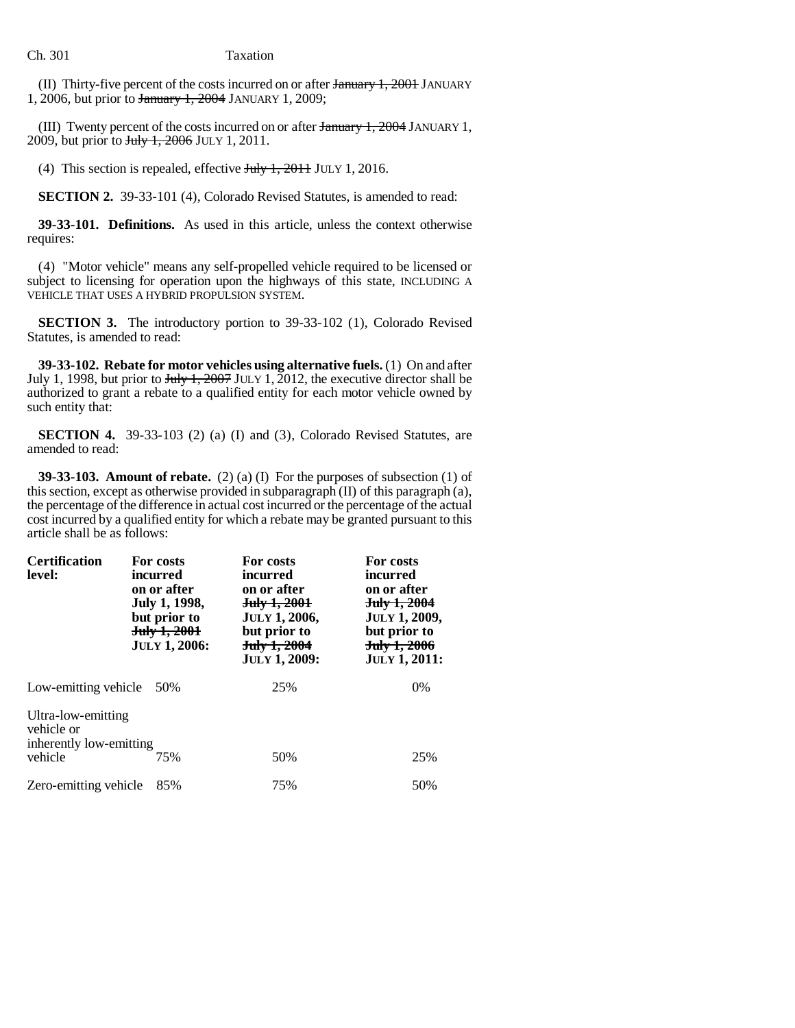(II) Thirty-five percent of the costs incurred on or after ~~January 1, 2001~~ JANUARY 1, 2006, but prior to ~~January 1, 2004~~ JANUARY 1, 2009;

(III) Twenty percent of the costs incurred on or after ~~January 1, 2004~~ JANUARY 1, 2009, but prior to ~~July 1, 2006~~ JULY 1, 2011.

(4) This section is repealed, effective ~~July 1, 2011~~ JULY 1, 2016.

**SECTION 2.** 39-33-101 (4), Colorado Revised Statutes, is amended to read:

**39-33-101. Definitions.** As used in this article, unless the context otherwise requires:

(4) "Motor vehicle" means any self-propelled vehicle required to be licensed or subject to licensing for operation upon the highways of this state, INCLUDING A VEHICLE THAT USES A HYBRID PROPULSION SYSTEM.

**SECTION 3.** The introductory portion to 39-33-102 (1), Colorado Revised Statutes, is amended to read:

**39-33-102. Rebate for motor vehicles using alternative fuels.** (1) On and after July 1, 1998, but prior to ~~July 1, 2007~~ JULY 1, 2012, the executive director shall be authorized to grant a rebate to a qualified entity for each motor vehicle owned by such entity that:

**SECTION 4.** 39-33-103 (2) (a) (I) and (3), Colorado Revised Statutes, are amended to read:

**39-33-103. Amount of rebate.** (2) (a) (I) For the purposes of subsection (1) of this section, except as otherwise provided in subparagraph (II) of this paragraph (a), the percentage of the difference in actual cost incurred or the percentage of the actual cost incurred by a qualified entity for which a rebate may be granted pursuant to this article shall be as follows:

| **Certification level:** | **For costs incurred on or after July 1, 1998, but prior to ~~July 1, 2001~~ JULY 1, 2006:** | **For costs incurred on or after ~~July 1, 2001~~ JULY 1, 2006, but prior to ~~July 1, 2004~~ JULY 1, 2009:** | **For costs incurred on or after ~~July 1, 2004~~ JULY 1, 2009, but prior to ~~July 1, 2006~~ JULY 1, 2011:** |
|---|---|---|---|
| Low-emitting vehicle | 50% | 25% | 0% |
| Ultra-low-emitting vehicle or inherently low-emitting vehicle | 75% | 50% | 25% |
| Zero-emitting vehicle | 85% | 75% | 50% |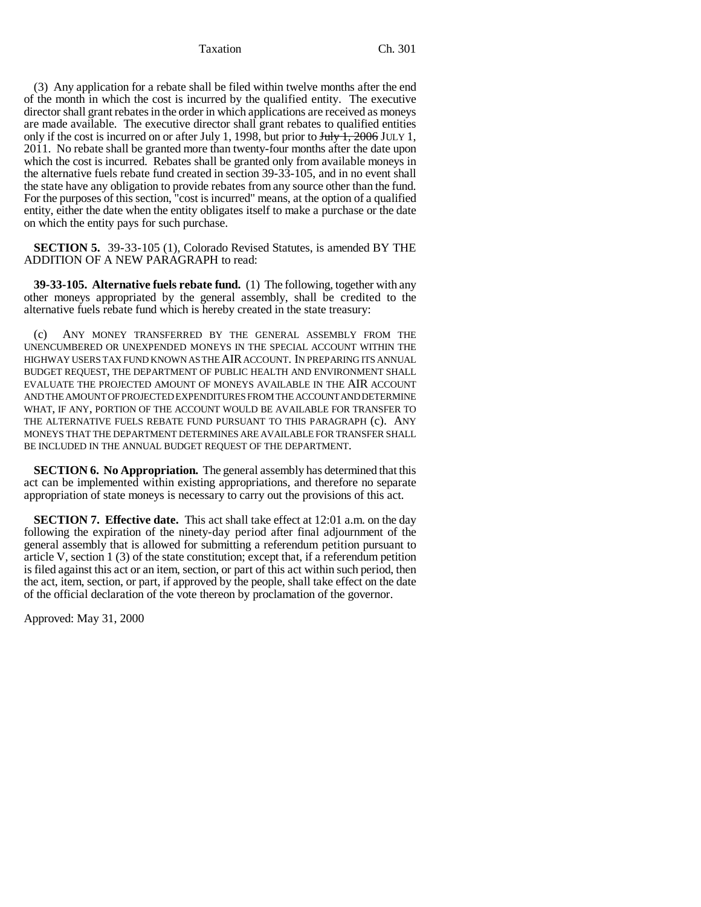(3) Any application for a rebate shall be filed within twelve months after the end of the month in which the cost is incurred by the qualified entity. The executive director shall grant rebates in the order in which applications are received as moneys are made available. The executive director shall grant rebates to qualified entities only if the cost is incurred on or after July 1, 1998, but prior to ~~July 1, 2006~~ JULY 1, 2011. No rebate shall be granted more than twenty-four months after the date upon which the cost is incurred. Rebates shall be granted only from available moneys in the alternative fuels rebate fund created in section 39-33-105, and in no event shall the state have any obligation to provide rebates from any source other than the fund. For the purposes of this section, "cost is incurred" means, at the option of a qualified entity, either the date when the entity obligates itself to make a purchase or the date on which the entity pays for such purchase.

**SECTION 5.** 39-33-105 (1), Colorado Revised Statutes, is amended BY THE ADDITION OF A NEW PARAGRAPH to read:

**39-33-105. Alternative fuels rebate fund.** (1) The following, together with any other moneys appropriated by the general assembly, shall be credited to the alternative fuels rebate fund which is hereby created in the state treasury:

(c) ANY MONEY TRANSFERRED BY THE GENERAL ASSEMBLY FROM THE UNENCUMBERED OR UNEXPENDED MONEYS IN THE SPECIAL ACCOUNT WITHIN THE HIGHWAY USERS TAX FUND KNOWN AS THE AIR ACCOUNT. IN PREPARING ITS ANNUAL BUDGET REQUEST, THE DEPARTMENT OF PUBLIC HEALTH AND ENVIRONMENT SHALL EVALUATE THE PROJECTED AMOUNT OF MONEYS AVAILABLE IN THE AIR ACCOUNT AND THE AMOUNT OF PROJECTED EXPENDITURES FROM THE ACCOUNT AND DETERMINE WHAT, IF ANY, PORTION OF THE ACCOUNT WOULD BE AVAILABLE FOR TRANSFER TO THE ALTERNATIVE FUELS REBATE FUND PURSUANT TO THIS PARAGRAPH (c). ANY MONEYS THAT THE DEPARTMENT DETERMINES ARE AVAILABLE FOR TRANSFER SHALL BE INCLUDED IN THE ANNUAL BUDGET REQUEST OF THE DEPARTMENT.

**SECTION 6. No Appropriation.** The general assembly has determined that this act can be implemented within existing appropriations, and therefore no separate appropriation of state moneys is necessary to carry out the provisions of this act.

**SECTION 7. Effective date.** This act shall take effect at 12:01 a.m. on the day following the expiration of the ninety-day period after final adjournment of the general assembly that is allowed for submitting a referendum petition pursuant to article V, section 1 (3) of the state constitution; except that, if a referendum petition is filed against this act or an item, section, or part of this act within such period, then the act, item, section, or part, if approved by the people, shall take effect on the date of the official declaration of the vote thereon by proclamation of the governor.

Approved: May 31, 2000